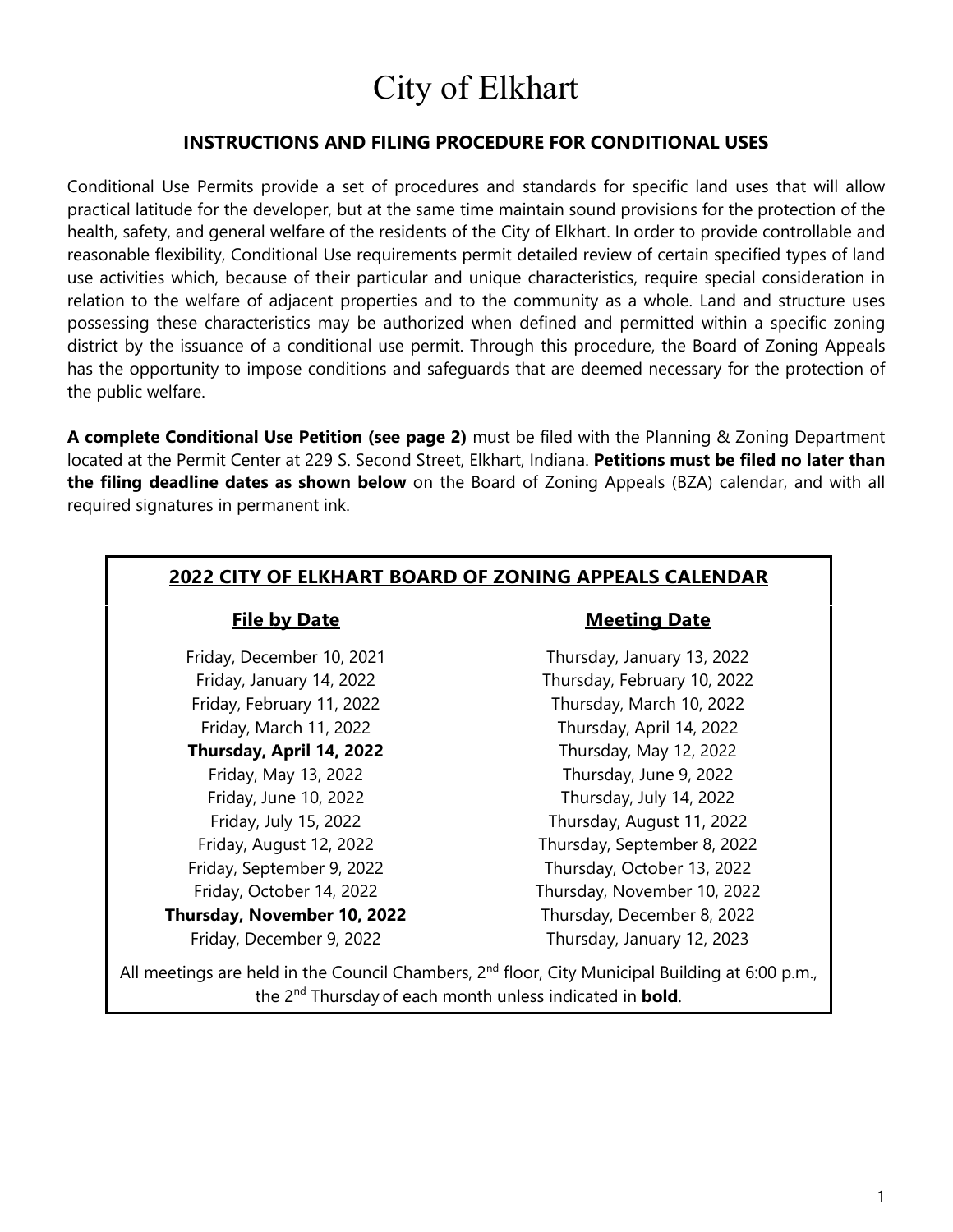# City of Elkhart

## INSTRUCTIONS AND FILING PROCEDURE FOR CONDITIONAL USES

Conditional Use Permits provide a set of procedures and standards for specific land uses that will allow practical latitude for the developer, but at the same time maintain sound provisions for the protection of the health, safety, and general welfare of the residents of the City of Elkhart. In order to provide controllable and reasonable flexibility, Conditional Use requirements permit detailed review of certain specified types of land use activities which, because of their particular and unique characteristics, require special consideration in relation to the welfare of adjacent properties and to the community as a whole. Land and structure uses possessing these characteristics may be authorized when defined and permitted within a specific zoning district by the issuance of a conditional use permit. Through this procedure, the Board of Zoning Appeals has the opportunity to impose conditions and safeguards that are deemed necessary for the protection of the public welfare.

**A complete Conditional Use Petition (see page 2)** must be filed with the Planning & Zoning Department located at the Permit Center at 229 S. Second Street, Elkhart, Indiana. **Petitions must be filed no later than the filing deadline dates as shown below** on the Board of Zoning Appeals (BZA) calendar, and with all required signatures in permanent ink.

### 2022 CITY OF ELKHART BOARD OF ZONING APPEALS CALENDAR

| File by Date | Meeting Date |
|---|---|
| Friday, December 10, 2021 | Thursday, January 13, 2022 |
| Friday, January 14, 2022 | Thursday, February 10, 2022 |
| Friday, February 11, 2022 | Thursday, March 10, 2022 |
| Friday, March 11, 2022 | Thursday, April 14, 2022 |
| **Thursday, April 14, 2022** | Thursday, May 12, 2022 |
| Friday, May 13, 2022 | Thursday, June 9, 2022 |
| Friday, June 10, 2022 | Thursday, July 14, 2022 |
| Friday, July 15, 2022 | Thursday, August 11, 2022 |
| Friday, August 12, 2022 | Thursday, September 8, 2022 |
| Friday, September 9, 2022 | Thursday, October 13, 2022 |
| Friday, October 14, 2022 | Thursday, November 10, 2022 |
| **Thursday, November 10, 2022** | Thursday, December 8, 2022 |
| Friday, December 9, 2022 | Thursday, January 12, 2023 |

All meetings are held in the Council Chambers, 2nd floor, City Municipal Building at 6:00 p.m., the 2nd Thursday of each month unless indicated in **bold**.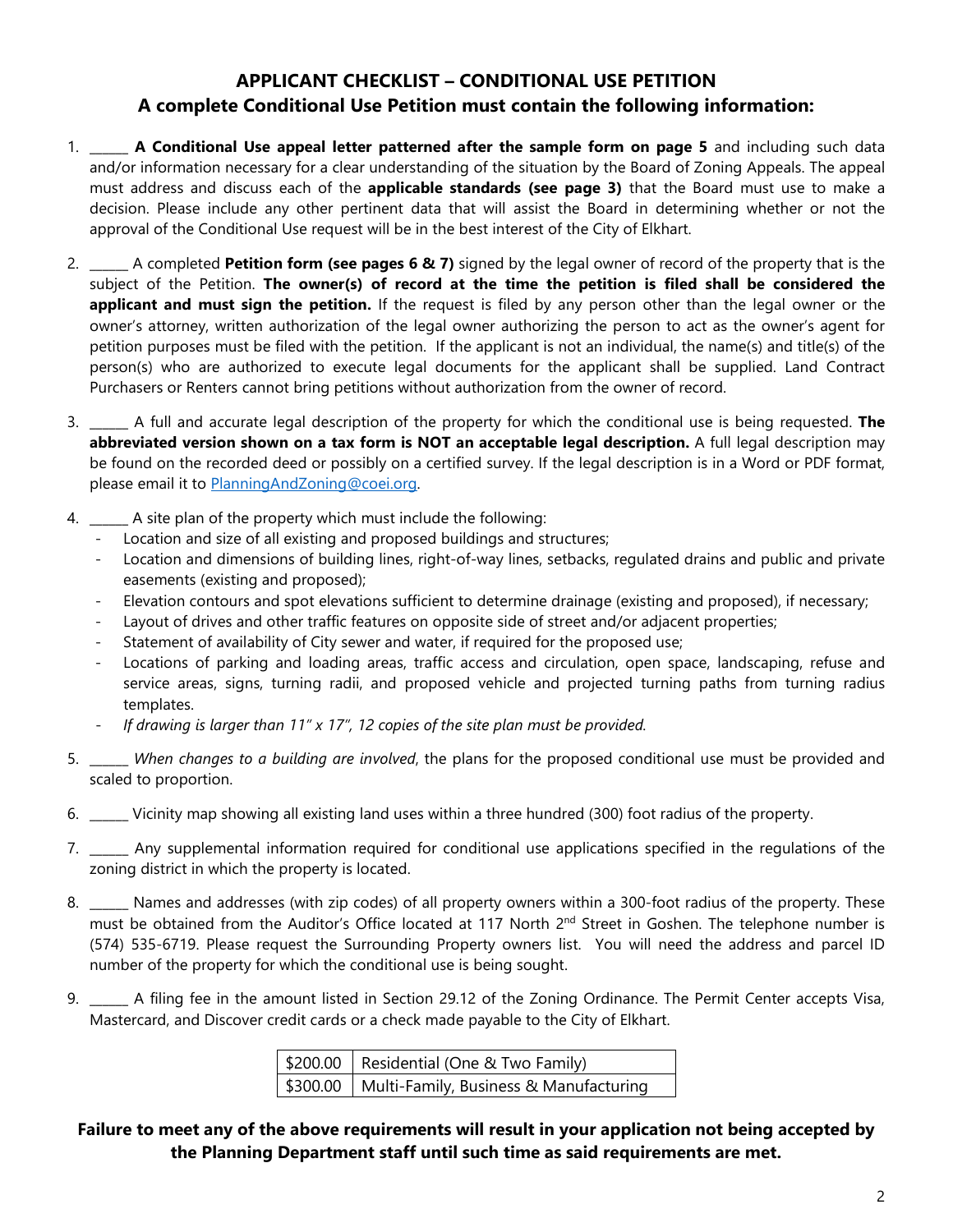## APPLICANT CHECKLIST – CONDITIONAL USE PETITION
## A complete Conditional Use Petition must contain the following information:

1. ______ **A Conditional Use appeal letter patterned after the sample form on page 5** and including such data and/or information necessary for a clear understanding of the situation by the Board of Zoning Appeals. The appeal must address and discuss each of the **applicable standards (see page 3)** that the Board must use to make a decision. Please include any other pertinent data that will assist the Board in determining whether or not the approval of the Conditional Use request will be in the best interest of the City of Elkhart.

2. ______ A completed **Petition form (see pages 6 & 7)** signed by the legal owner of record of the property that is the subject of the Petition. **The owner(s) of record at the time the petition is filed shall be considered the applicant and must sign the petition.** If the request is filed by any person other than the legal owner or the owner's attorney, written authorization of the legal owner authorizing the person to act as the owner's agent for petition purposes must be filed with the petition. If the applicant is not an individual, the name(s) and title(s) of the person(s) who are authorized to execute legal documents for the applicant shall be supplied. Land Contract Purchasers or Renters cannot bring petitions without authorization from the owner of record.

3. ______ A full and accurate legal description of the property for which the conditional use is being requested. **The abbreviated version shown on a tax form is NOT an acceptable legal description.** A full legal description may be found on the recorded deed or possibly on a certified survey. If the legal description is in a Word or PDF format, please email it to PlanningAndZoning@coei.org.

4. ______ A site plan of the property which must include the following:
   - Location and size of all existing and proposed buildings and structures;
   - Location and dimensions of building lines, right-of-way lines, setbacks, regulated drains and public and private easements (existing and proposed);
   - Elevation contours and spot elevations sufficient to determine drainage (existing and proposed), if necessary;
   - Layout of drives and other traffic features on opposite side of street and/or adjacent properties;
   - Statement of availability of City sewer and water, if required for the proposed use;
   - Locations of parking and loading areas, traffic access and circulation, open space, landscaping, refuse and service areas, signs, turning radii, and proposed vehicle and projected turning paths from turning radius templates.
   - *If drawing is larger than 11" x 17", 12 copies of the site plan must be provided.*

5. ______ *When changes to a building are involved*, the plans for the proposed conditional use must be provided and scaled to proportion.

6. ______ Vicinity map showing all existing land uses within a three hundred (300) foot radius of the property.

7. ______ Any supplemental information required for conditional use applications specified in the regulations of the zoning district in which the property is located.

8. ______ Names and addresses (with zip codes) of all property owners within a 300-foot radius of the property. These must be obtained from the Auditor's Office located at 117 North 2nd Street in Goshen. The telephone number is (574) 535-6719. Please request the Surrounding Property owners list. You will need the address and parcel ID number of the property for which the conditional use is being sought.

9. ______ A filing fee in the amount listed in Section 29.12 of the Zoning Ordinance. The Permit Center accepts Visa, Mastercard, and Discover credit cards or a check made payable to the City of Elkhart.

| | |
|---|---|
| $200.00 | Residential (One & Two Family) |
| $300.00 | Multi-Family, Business & Manufacturing |

**Failure to meet any of the above requirements will result in your application not being accepted by the Planning Department staff until such time as said requirements are met.**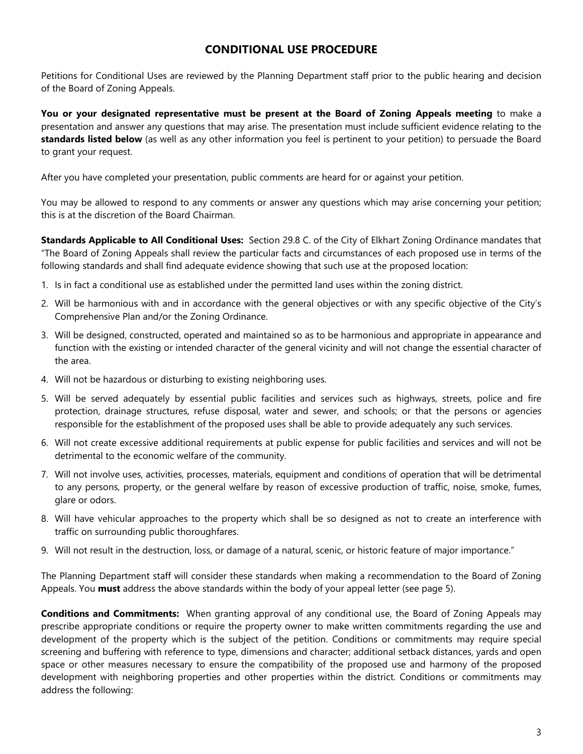## CONDITIONAL USE PROCEDURE

Petitions for Conditional Uses are reviewed by the Planning Department staff prior to the public hearing and decision of the Board of Zoning Appeals.

**You or your designated representative must be present at the Board of Zoning Appeals meeting** to make a presentation and answer any questions that may arise. The presentation must include sufficient evidence relating to the **standards listed below** (as well as any other information you feel is pertinent to your petition) to persuade the Board to grant your request.

After you have completed your presentation, public comments are heard for or against your petition.

You may be allowed to respond to any comments or answer any questions which may arise concerning your petition; this is at the discretion of the Board Chairman.

**Standards Applicable to All Conditional Uses:** Section 29.8 C. of the City of Elkhart Zoning Ordinance mandates that "The Board of Zoning Appeals shall review the particular facts and circumstances of each proposed use in terms of the following standards and shall find adequate evidence showing that such use at the proposed location:

1. Is in fact a conditional use as established under the permitted land uses within the zoning district.
2. Will be harmonious with and in accordance with the general objectives or with any specific objective of the City's Comprehensive Plan and/or the Zoning Ordinance.
3. Will be designed, constructed, operated and maintained so as to be harmonious and appropriate in appearance and function with the existing or intended character of the general vicinity and will not change the essential character of the area.
4. Will not be hazardous or disturbing to existing neighboring uses.
5. Will be served adequately by essential public facilities and services such as highways, streets, police and fire protection, drainage structures, refuse disposal, water and sewer, and schools; or that the persons or agencies responsible for the establishment of the proposed uses shall be able to provide adequately any such services.
6. Will not create excessive additional requirements at public expense for public facilities and services and will not be detrimental to the economic welfare of the community.
7. Will not involve uses, activities, processes, materials, equipment and conditions of operation that will be detrimental to any persons, property, or the general welfare by reason of excessive production of traffic, noise, smoke, fumes, glare or odors.
8. Will have vehicular approaches to the property which shall be so designed as not to create an interference with traffic on surrounding public thoroughfares.
9. Will not result in the destruction, loss, or damage of a natural, scenic, or historic feature of major importance."

The Planning Department staff will consider these standards when making a recommendation to the Board of Zoning Appeals. You **must** address the above standards within the body of your appeal letter (see page 5).

**Conditions and Commitments:** When granting approval of any conditional use, the Board of Zoning Appeals may prescribe appropriate conditions or require the property owner to make written commitments regarding the use and development of the property which is the subject of the petition. Conditions or commitments may require special screening and buffering with reference to type, dimensions and character; additional setback distances, yards and open space or other measures necessary to ensure the compatibility of the proposed use and harmony of the proposed development with neighboring properties and other properties within the district. Conditions or commitments may address the following: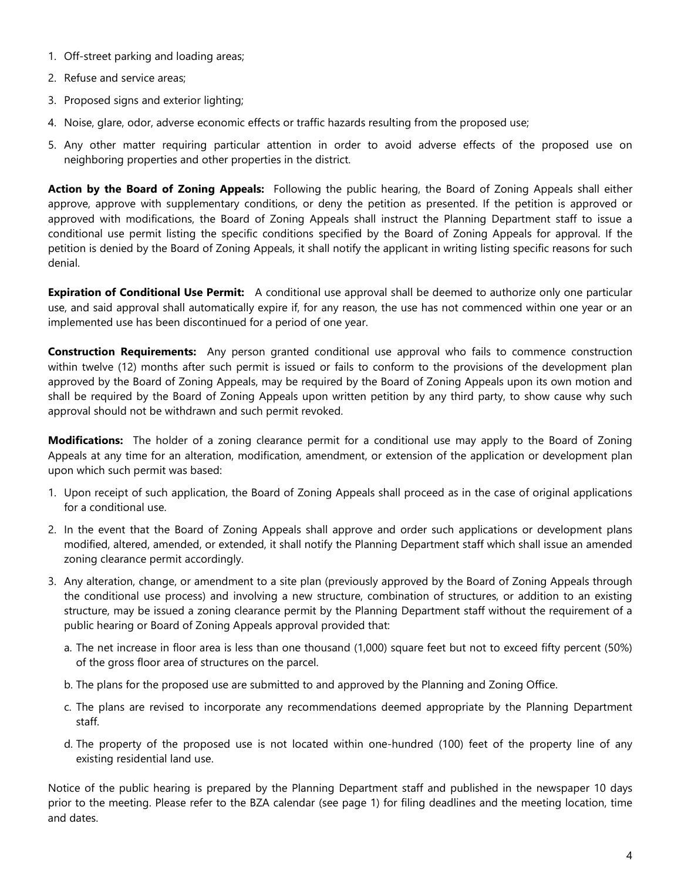1. Off-street parking and loading areas;
2. Refuse and service areas;
3. Proposed signs and exterior lighting;
4. Noise, glare, odor, adverse economic effects or traffic hazards resulting from the proposed use;
5. Any other matter requiring particular attention in order to avoid adverse effects of the proposed use on neighboring properties and other properties in the district.

**Action by the Board of Zoning Appeals:** Following the public hearing, the Board of Zoning Appeals shall either approve, approve with supplementary conditions, or deny the petition as presented. If the petition is approved or approved with modifications, the Board of Zoning Appeals shall instruct the Planning Department staff to issue a conditional use permit listing the specific conditions specified by the Board of Zoning Appeals for approval. If the petition is denied by the Board of Zoning Appeals, it shall notify the applicant in writing listing specific reasons for such denial.

**Expiration of Conditional Use Permit:** A conditional use approval shall be deemed to authorize only one particular use, and said approval shall automatically expire if, for any reason, the use has not commenced within one year or an implemented use has been discontinued for a period of one year.

**Construction Requirements:** Any person granted conditional use approval who fails to commence construction within twelve (12) months after such permit is issued or fails to conform to the provisions of the development plan approved by the Board of Zoning Appeals, may be required by the Board of Zoning Appeals upon its own motion and shall be required by the Board of Zoning Appeals upon written petition by any third party, to show cause why such approval should not be withdrawn and such permit revoked.

**Modifications:** The holder of a zoning clearance permit for a conditional use may apply to the Board of Zoning Appeals at any time for an alteration, modification, amendment, or extension of the application or development plan upon which such permit was based:

1. Upon receipt of such application, the Board of Zoning Appeals shall proceed as in the case of original applications for a conditional use.
2. In the event that the Board of Zoning Appeals shall approve and order such applications or development plans modified, altered, amended, or extended, it shall notify the Planning Department staff which shall issue an amended zoning clearance permit accordingly.
3. Any alteration, change, or amendment to a site plan (previously approved by the Board of Zoning Appeals through the conditional use process) and involving a new structure, combination of structures, or addition to an existing structure, may be issued a zoning clearance permit by the Planning Department staff without the requirement of a public hearing or Board of Zoning Appeals approval provided that:
   a. The net increase in floor area is less than one thousand (1,000) square feet but not to exceed fifty percent (50%) of the gross floor area of structures on the parcel.
   b. The plans for the proposed use are submitted to and approved by the Planning and Zoning Office.
   c. The plans are revised to incorporate any recommendations deemed appropriate by the Planning Department staff.
   d. The property of the proposed use is not located within one-hundred (100) feet of the property line of any existing residential land use.

Notice of the public hearing is prepared by the Planning Department staff and published in the newspaper 10 days prior to the meeting. Please refer to the BZA calendar (see page 1) for filing deadlines and the meeting location, time and dates.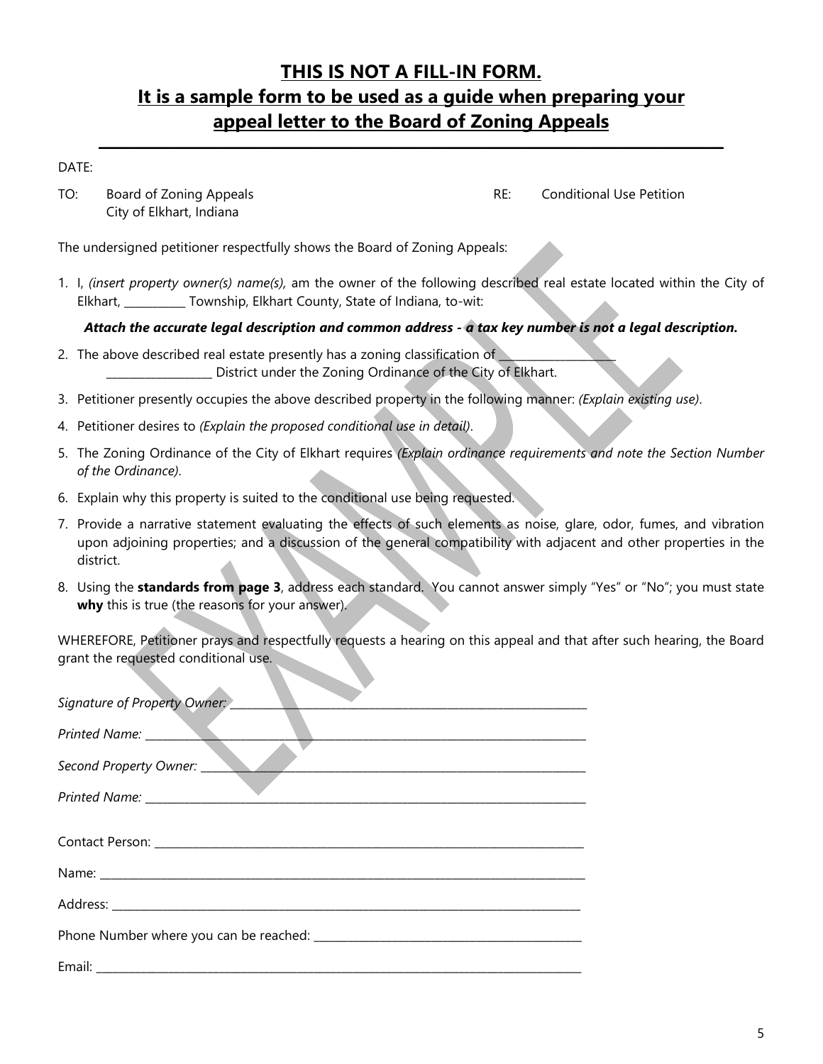## THIS IS NOT A FILL-IN FORM.
## It is a sample form to be used as a guide when preparing your appeal letter to the Board of Zoning Appeals

---

DATE:

TO: Board of Zoning Appeals
City of Elkhart, Indiana

RE: Conditional Use Petition

The undersigned petitioner respectfully shows the Board of Zoning Appeals:

1. I, *(insert property owner(s) name(s),* am the owner of the following described real estate located within the City of Elkhart, ___________ Township, Elkhart County, State of Indiana, to-wit:

   ***Attach the accurate legal description and common address - a tax key number is not a legal description.***

2. The above described real estate presently has a zoning classification of ____________________ __________________ District under the Zoning Ordinance of the City of Elkhart.
3. Petitioner presently occupies the above described property in the following manner: *(Explain existing use)*.
4. Petitioner desires to *(Explain the proposed conditional use in detail)*.
5. The Zoning Ordinance of the City of Elkhart requires *(Explain ordinance requirements and note the Section Number of the Ordinance)*.
6. Explain why this property is suited to the conditional use being requested.
7. Provide a narrative statement evaluating the effects of such elements as noise, glare, odor, fumes, and vibration upon adjoining properties; and a discussion of the general compatibility with adjacent and other properties in the district.
8. Using the **standards from page 3**, address each standard. You cannot answer simply "Yes" or "No"; you must state **why** this is true (the reasons for your answer).

WHEREFORE, Petitioner prays and respectfully requests a hearing on this appeal and that after such hearing, the Board grant the requested conditional use.

*Signature of Property Owner:* ______________________________________________________________

*Printed Name:* ______________________________________________________________

*Second Property Owner:* ______________________________________________________________

*Printed Name:* ______________________________________________________________

Contact Person: ______________________________________________________________

Name: ______________________________________________________________

Address: ______________________________________________________________

Phone Number where you can be reached: ____________________________________________

Email: ______________________________________________________________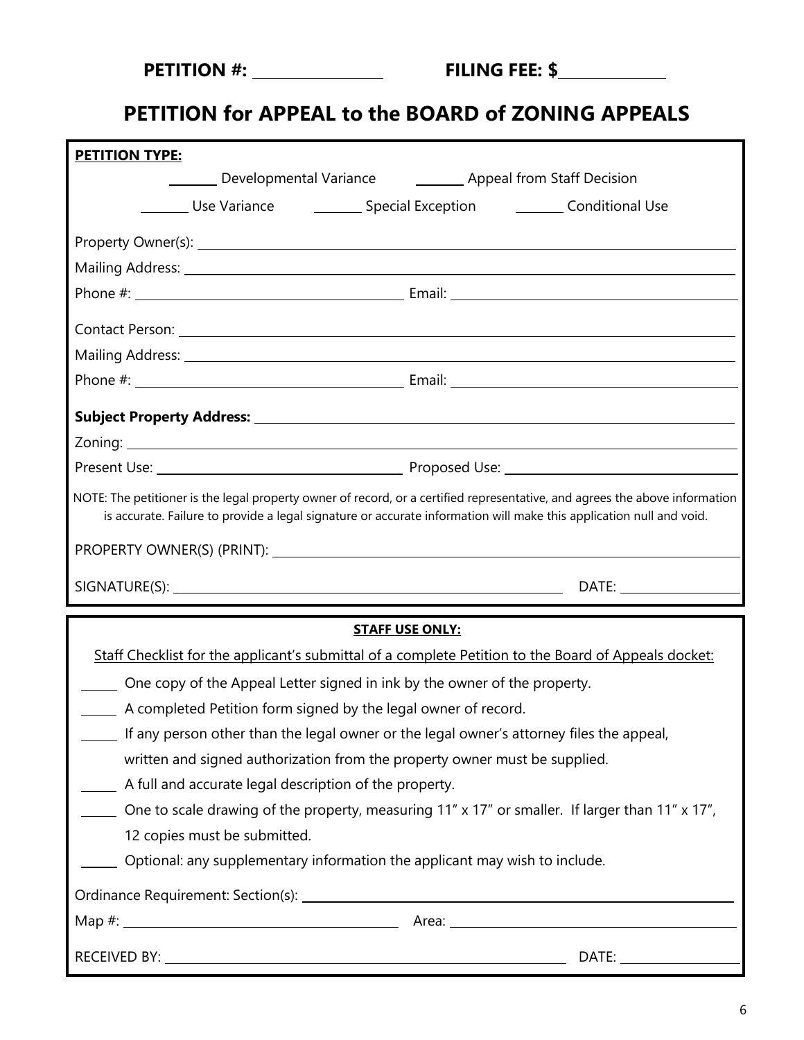**PETITION #: ______________ FILING FEE: $____________**

# PETITION for APPEAL to the BOARD of ZONING APPEALS

**PETITION TYPE:**

_______ Developmental Variance _______ Appeal from Staff Decision

_______ Use Variance _______ Special Exception _______ Conditional Use

Property Owner(s): ______________________________

Mailing Address: ______________________________

Phone #: ______________________ Email: ______________________

Contact Person: ______________________________

Mailing Address: ______________________________

Phone #: ______________________ Email: ______________________

**Subject Property Address:** ______________________________

Zoning: ______________________________

Present Use: ______________________ Proposed Use: ______________________

NOTE: The petitioner is the legal property owner of record, or a certified representative, and agrees the above information is accurate. Failure to provide a legal signature or accurate information will make this application null and void.

PROPERTY OWNER(S) (PRINT): ______________________________

SIGNATURE(S): ______________________________ DATE: ______________

**STAFF USE ONLY:**

Staff Checklist for the applicant's submittal of a complete Petition to the Board of Appeals docket:

_____ One copy of the Appeal Letter signed in ink by the owner of the property.

_____ A completed Petition form signed by the legal owner of record.

_____ If any person other than the legal owner or the legal owner's attorney files the appeal, written and signed authorization from the property owner must be supplied.

_____ A full and accurate legal description of the property.

_____ One to scale drawing of the property, measuring 11" x 17" or smaller. If larger than 11" x 17", 12 copies must be submitted.

_____ Optional: any supplementary information the applicant may wish to include.

Ordinance Requirement: Section(s): ______________________________

Map #: ______________________ Area: ______________________

RECEIVED BY: ______________________________ DATE: ______________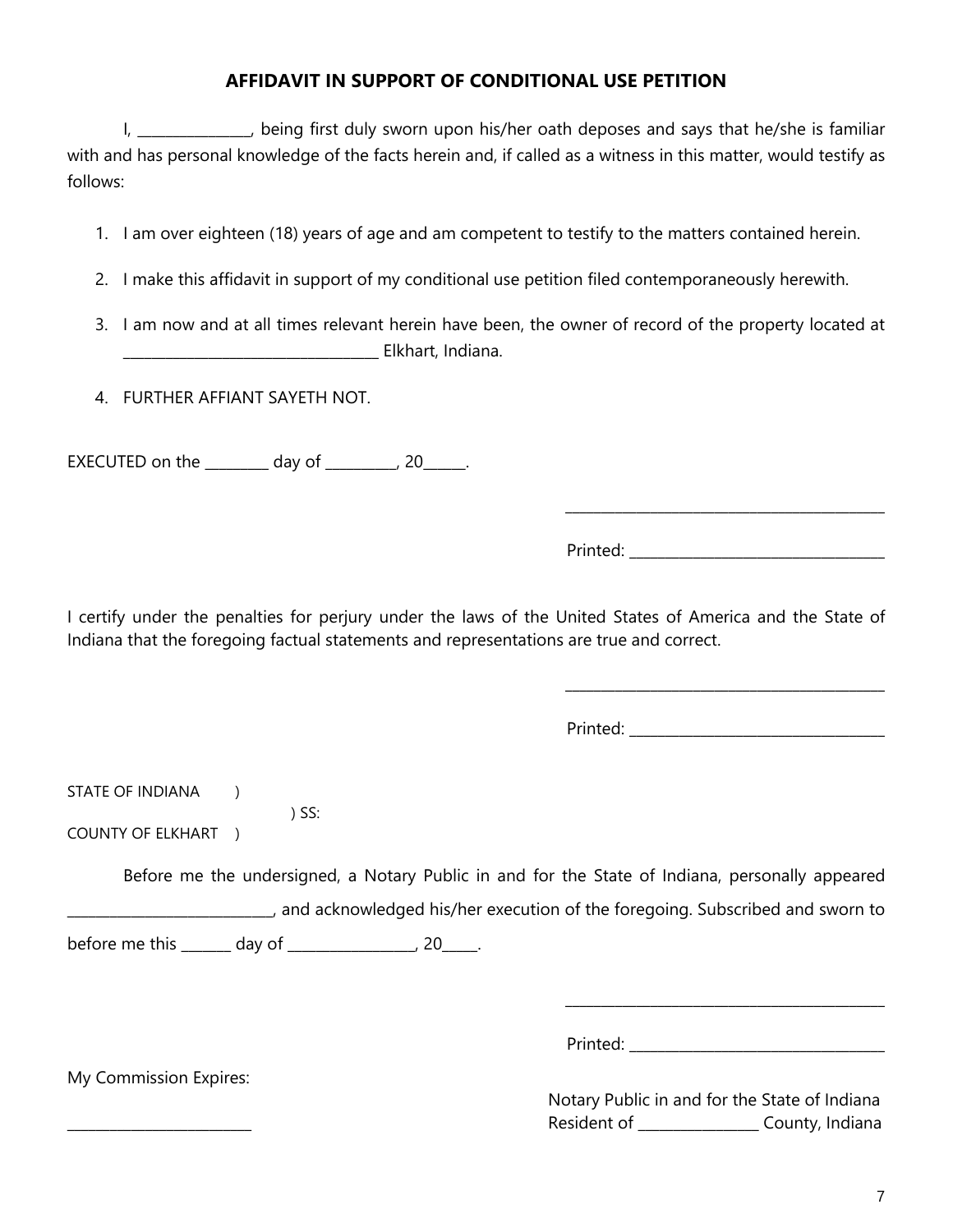## AFFIDAVIT IN SUPPORT OF CONDITIONAL USE PETITION

I, _______________, being first duly sworn upon his/her oath deposes and says that he/she is familiar with and has personal knowledge of the facts herein and, if called as a witness in this matter, would testify as follows:

1. I am over eighteen (18) years of age and am competent to testify to the matters contained herein.
2. I make this affidavit in support of my conditional use petition filed contemporaneously herewith.
3. I am now and at all times relevant herein have been, the owner of record of the property located at __________________________________ Elkhart, Indiana.
4. FURTHER AFFIANT SAYETH NOT.

EXECUTED on the _________ day of __________, 20______.

___________________________________________

Printed: __________________________________

I certify under the penalties for perjury under the laws of the United States of America and the State of Indiana that the foregoing factual statements and representations are true and correct.

___________________________________________

Printed: __________________________________

STATE OF INDIANA )
) SS:
COUNTY OF ELKHART )

Before me the undersigned, a Notary Public in and for the State of Indiana, personally appeared ____________________________, and acknowledged his/her execution of the foregoing. Subscribed and sworn to before me this _______ day of _________________, 20_____.

___________________________________________

Printed: __________________________________

My Commission Expires:

_________________________

Notary Public in and for the State of Indiana
Resident of ________________ County, Indiana